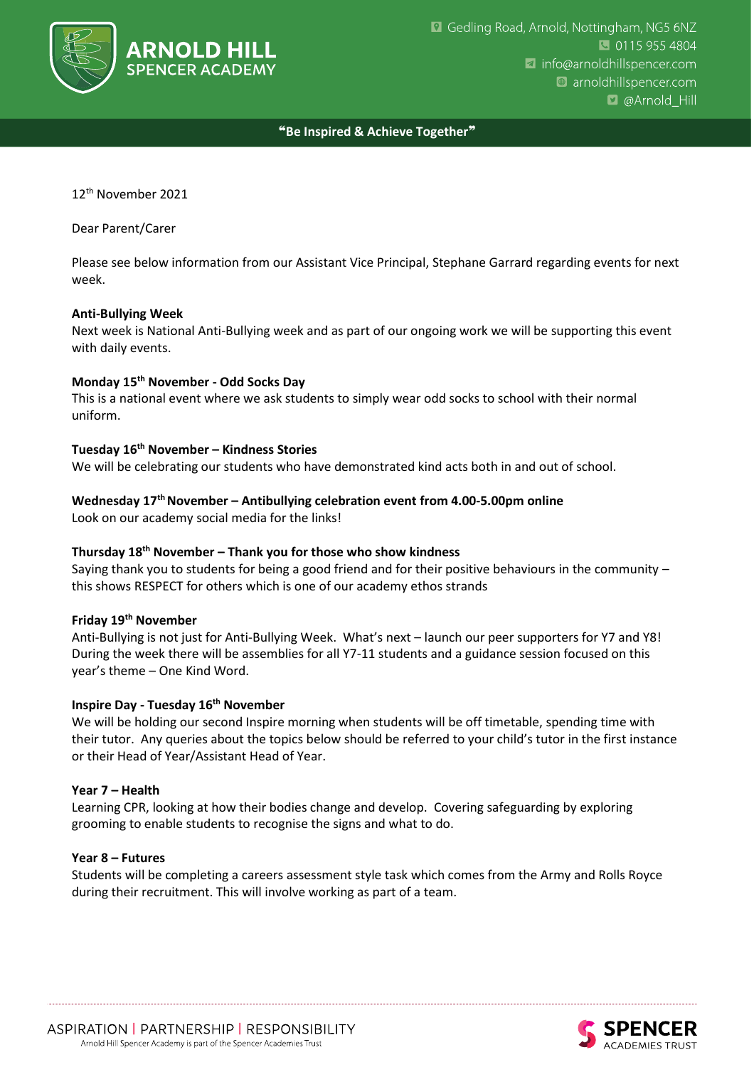# ARNOLD HILL SPENCER ACADEMY

Gedling Road, Arnold, Nottingham, NG5 6NZ
0115 955 4804
info@arnoldhillspencer.com
arnoldhillspencer.com
@Arnold_Hill

**"Be Inspired & Achieve Together"**

12th November 2021

Dear Parent/Carer

Please see below information from our Assistant Vice Principal, Stephane Garrard regarding events for next week.

**Anti-Bullying Week**
Next week is National Anti-Bullying week and as part of our ongoing work we will be supporting this event with daily events.

**Monday 15th November - Odd Socks Day**
This is a national event where we ask students to simply wear odd socks to school with their normal uniform.

**Tuesday 16th November – Kindness Stories**
We will be celebrating our students who have demonstrated kind acts both in and out of school.

**Wednesday 17th November – Antibullying celebration event from 4.00-5.00pm online**
Look on our academy social media for the links!

**Thursday 18th November – Thank you for those who show kindness**
Saying thank you to students for being a good friend and for their positive behaviours in the community – this shows RESPECT for others which is one of our academy ethos strands

**Friday 19th November**
Anti-Bullying is not just for Anti-Bullying Week. What's next – launch our peer supporters for Y7 and Y8! During the week there will be assemblies for all Y7-11 students and a guidance session focused on this year's theme – One Kind Word.

**Inspire Day - Tuesday 16th November**
We will be holding our second Inspire morning when students will be off timetable, spending time with their tutor. Any queries about the topics below should be referred to your child's tutor in the first instance or their Head of Year/Assistant Head of Year.

**Year 7 – Health**
Learning CPR, looking at how their bodies change and develop. Covering safeguarding by exploring grooming to enable students to recognise the signs and what to do.

**Year 8 – Futures**
Students will be completing a careers assessment style task which comes from the Army and Rolls Royce during their recruitment. This will involve working as part of a team.

ASPIRATION | PARTNERSHIP | RESPONSIBILITY
Arnold Hill Spencer Academy is part of the Spencer Academies Trust

SPENCER ACADEMIES TRUST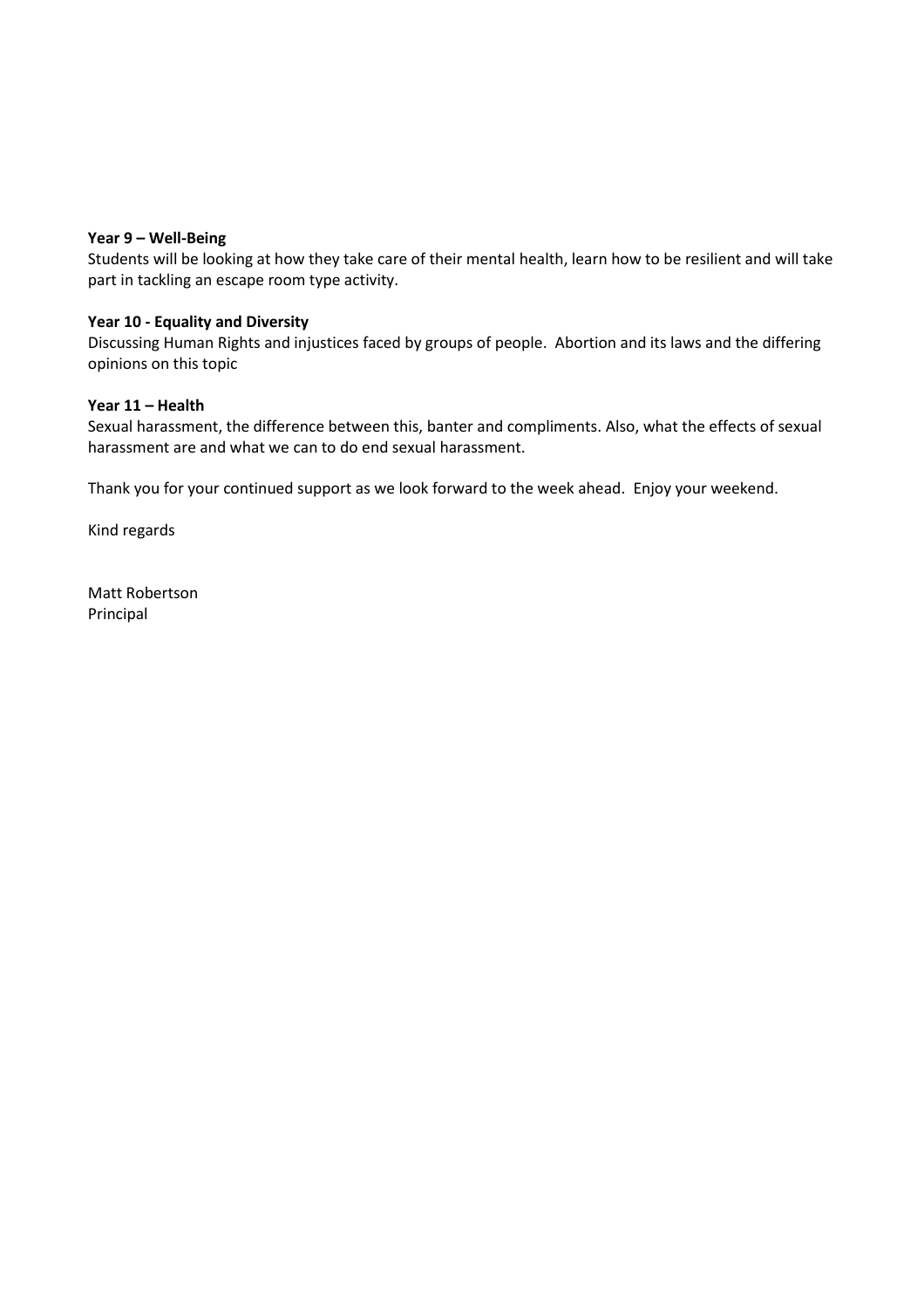**Year 9 – Well-Being**
Students will be looking at how they take care of their mental health, learn how to be resilient and will take part in tackling an escape room type activity.

**Year 10 - Equality and Diversity**
Discussing Human Rights and injustices faced by groups of people. Abortion and its laws and the differing opinions on this topic

**Year 11 – Health**
Sexual harassment, the difference between this, banter and compliments. Also, what the effects of sexual harassment are and what we can to do end sexual harassment.

Thank you for your continued support as we look forward to the week ahead. Enjoy your weekend.

Kind regards

Matt Robertson
Principal